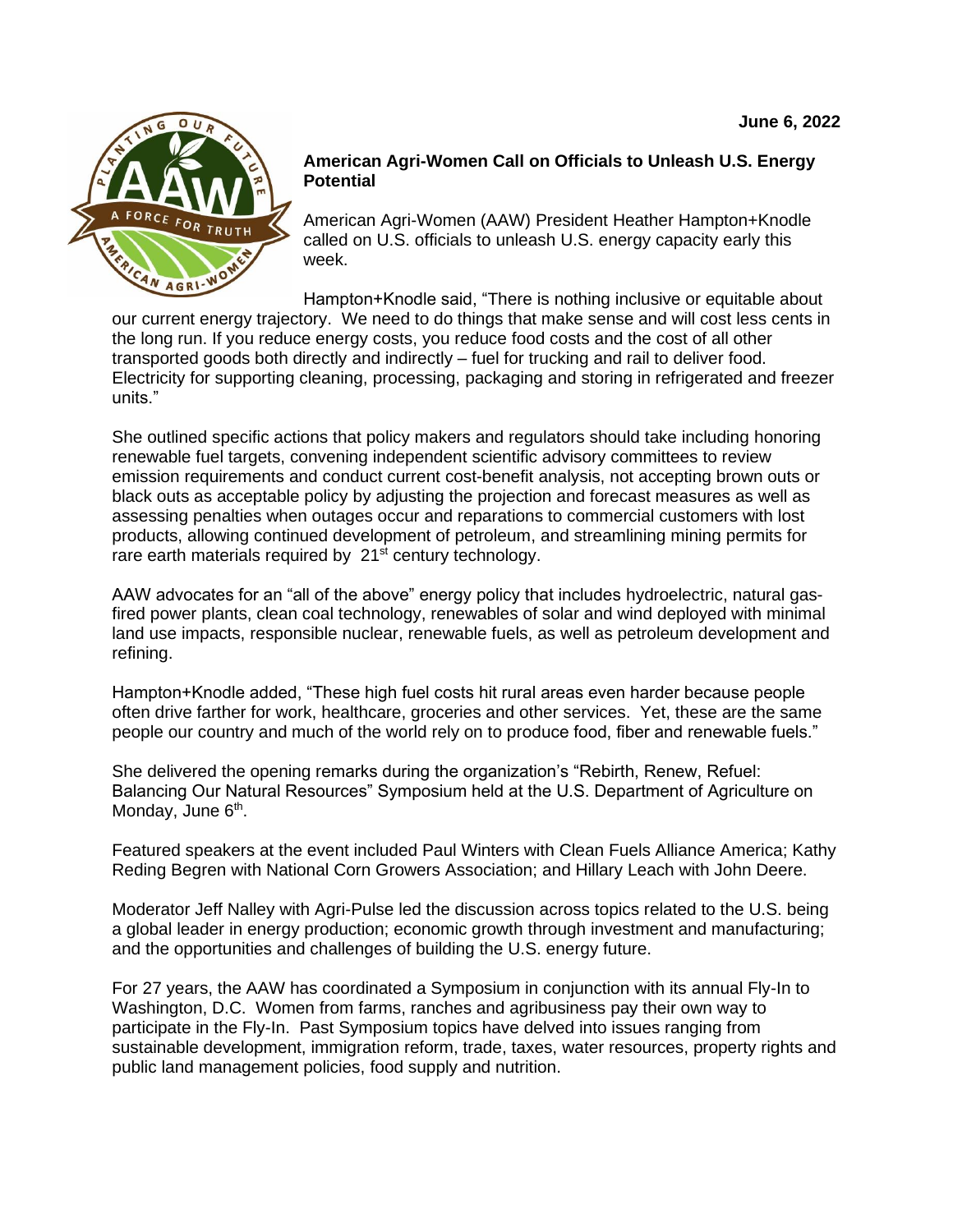**June 6, 2022**

## American Agri-Women Call on Officials to Unleash U.S. Energy Potential

American Agri-Women (AAW) President Heather Hampton+Knodle called on U.S. officials to unleash U.S. energy capacity early this week.

Hampton+Knodle said, "There is nothing inclusive or equitable about our current energy trajectory. We need to do things that make sense and will cost less cents in the long run. If you reduce energy costs, you reduce food costs and the cost of all other transported goods both directly and indirectly – fuel for trucking and rail to deliver food. Electricity for supporting cleaning, processing, packaging and storing in refrigerated and freezer units."

She outlined specific actions that policy makers and regulators should take including honoring renewable fuel targets, convening independent scientific advisory committees to review emission requirements and conduct current cost-benefit analysis, not accepting brown outs or black outs as acceptable policy by adjusting the projection and forecast measures as well as assessing penalties when outages occur and reparations to commercial customers with lost products, allowing continued development of petroleum, and streamlining mining permits for rare earth materials required by 21st century technology.

AAW advocates for an "all of the above" energy policy that includes hydroelectric, natural gas-fired power plants, clean coal technology, renewables of solar and wind deployed with minimal land use impacts, responsible nuclear, renewable fuels, as well as petroleum development and refining.

Hampton+Knodle added, "These high fuel costs hit rural areas even harder because people often drive farther for work, healthcare, groceries and other services. Yet, these are the same people our country and much of the world rely on to produce food, fiber and renewable fuels."

She delivered the opening remarks during the organization's "Rebirth, Renew, Refuel: Balancing Our Natural Resources" Symposium held at the U.S. Department of Agriculture on Monday, June 6th.

Featured speakers at the event included Paul Winters with Clean Fuels Alliance America; Kathy Reding Begren with National Corn Growers Association; and Hillary Leach with John Deere.

Moderator Jeff Nalley with Agri-Pulse led the discussion across topics related to the U.S. being a global leader in energy production; economic growth through investment and manufacturing; and the opportunities and challenges of building the U.S. energy future.

For 27 years, the AAW has coordinated a Symposium in conjunction with its annual Fly-In to Washington, D.C. Women from farms, ranches and agribusiness pay their own way to participate in the Fly-In. Past Symposium topics have delved into issues ranging from sustainable development, immigration reform, trade, taxes, water resources, property rights and public land management policies, food supply and nutrition.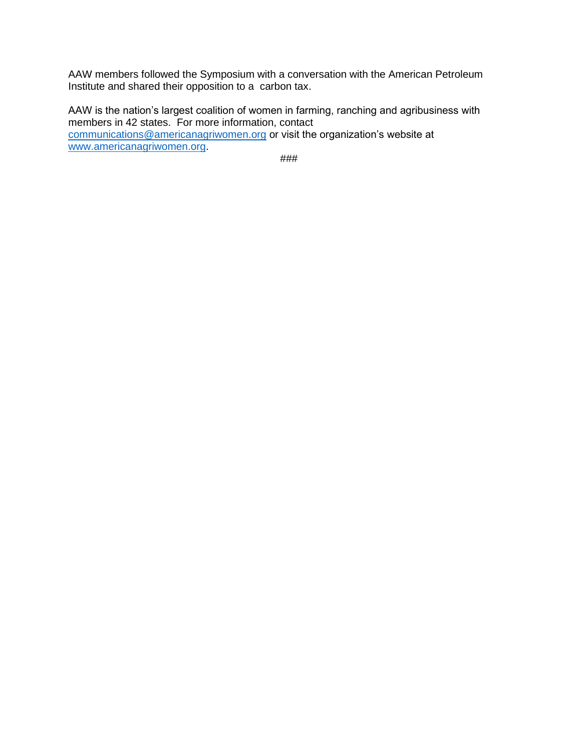AAW members followed the Symposium with a conversation with the American Petroleum Institute and shared their opposition to a carbon tax.

AAW is the nation's largest coalition of women in farming, ranching and agribusiness with members in 42 states. For more information, contact [communications@americanagriwomen.org](mailto:communications@americanagriwomen.org) or visit the organization's website at [www.americanagriwomen.org](http://www.americanagriwomen.org).

###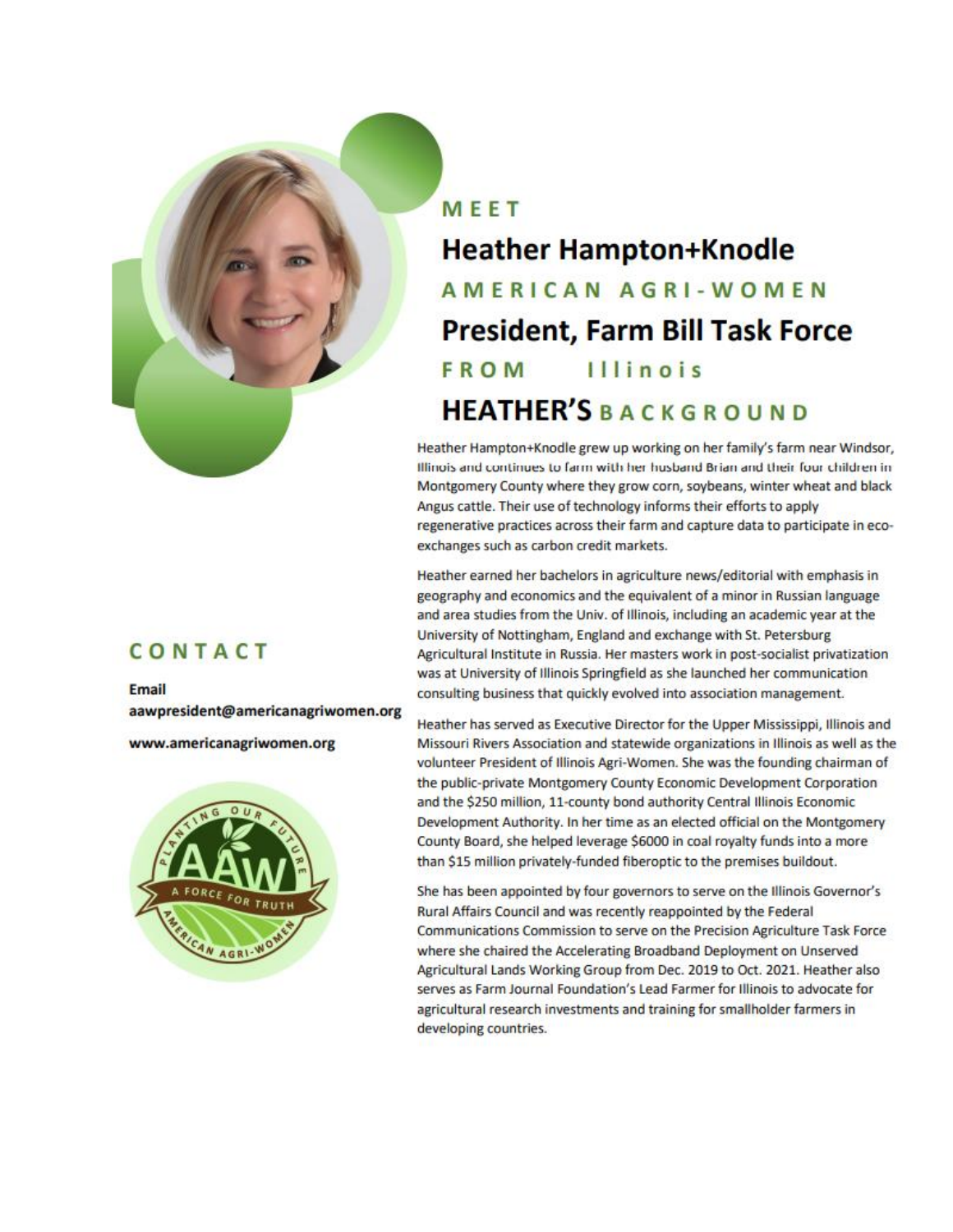MEET

# Heather Hampton+Knodle

AMERICAN AGRI-WOMEN

## President, Farm Bill Task Force

FROM Illinois

## HEATHER'S BACKGROUND

Heather Hampton+Knodle grew up working on her family's farm near Windsor, Illinois and continues to farm with her husband Brian and their four children in Montgomery County where they grow corn, soybeans, winter wheat and black Angus cattle. Their use of technology informs their efforts to apply regenerative practices across their farm and capture data to participate in eco-exchanges such as carbon credit markets.

Heather earned her bachelors in agriculture news/editorial with emphasis in geography and economics and the equivalent of a minor in Russian language and area studies from the Univ. of Illinois, including an academic year at the University of Nottingham, England and exchange with St. Petersburg Agricultural Institute in Russia. Her masters work in post-socialist privatization was at University of Illinois Springfield as she launched her communication consulting business that quickly evolved into association management.

Heather has served as Executive Director for the Upper Mississippi, Illinois and Missouri Rivers Association and statewide organizations in Illinois as well as the volunteer President of Illinois Agri-Women. She was the founding chairman of the public-private Montgomery County Economic Development Corporation and the $250 million, 11-county bond authority Central Illinois Economic Development Authority. In her time as an elected official on the Montgomery County Board, she helped leverage $6000 in coal royalty funds into a more than $15 million privately-funded fiberoptic to the premises buildout.

She has been appointed by four governors to serve on the Illinois Governor's Rural Affairs Council and was recently reappointed by the Federal Communications Commission to serve on the Precision Agriculture Task Force where she chaired the Accelerating Broadband Deployment on Unserved Agricultural Lands Working Group from Dec. 2019 to Oct. 2021. Heather also serves as Farm Journal Foundation's Lead Farmer for Illinois to advocate for agricultural research investments and training for smallholder farmers in developing countries.

## CONTACT

**Email**
aawpresident@americanagriwomen.org

www.americanagriwomen.org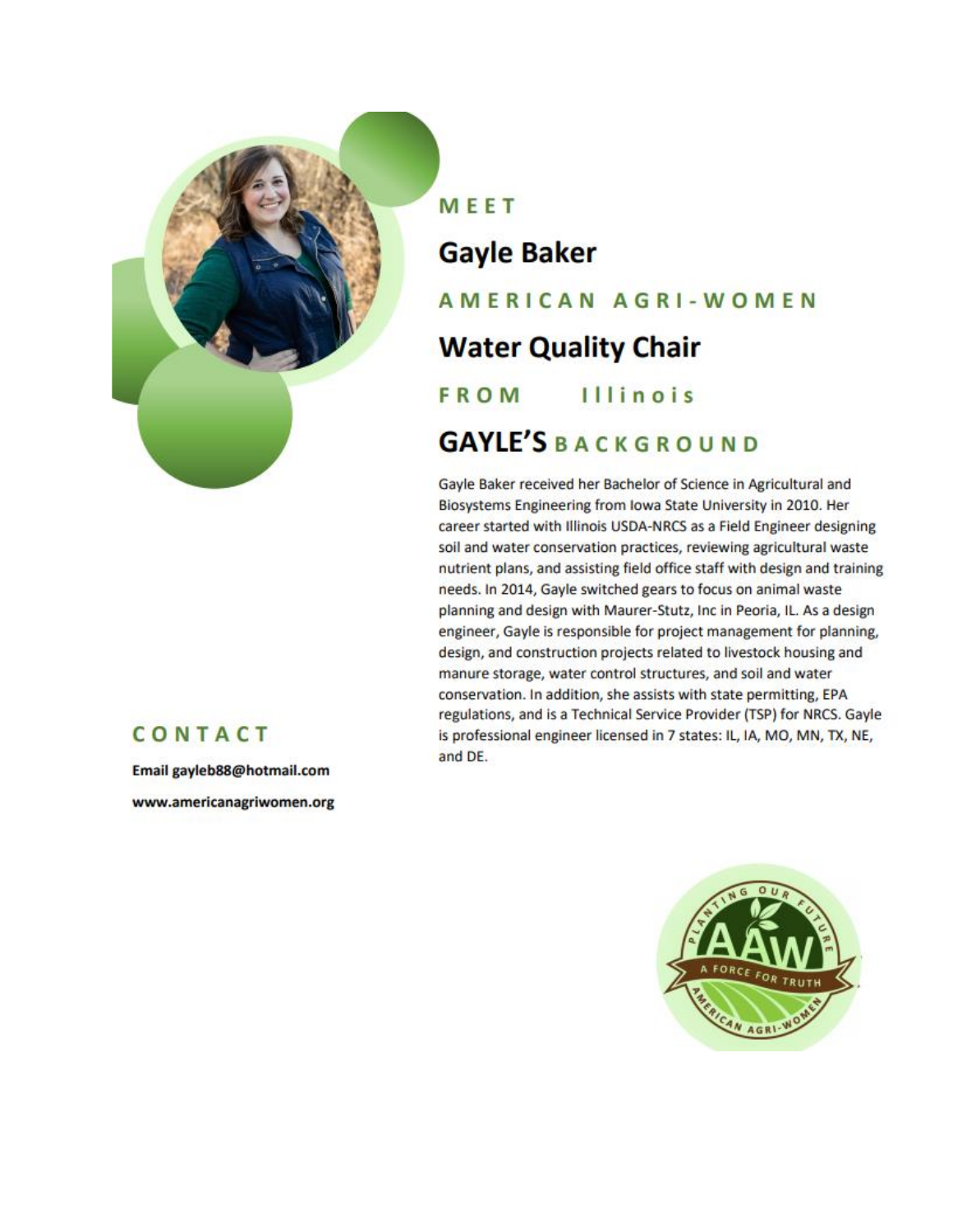MEET

# Gayle Baker

AMERICAN AGRI-WOMEN

## Water Quality Chair

FROM Illinois

## GAYLE'S BACKGROUND

Gayle Baker received her Bachelor of Science in Agricultural and Biosystems Engineering from Iowa State University in 2010. Her career started with Illinois USDA-NRCS as a Field Engineer designing soil and water conservation practices, reviewing agricultural waste nutrient plans, and assisting field office staff with design and training needs. In 2014, Gayle switched gears to focus on animal waste planning and design with Maurer-Stutz, Inc in Peoria, IL. As a design engineer, Gayle is responsible for project management for planning, design, and construction projects related to livestock housing and manure storage, water control structures, and soil and water conservation. In addition, she assists with state permitting, EPA regulations, and is a Technical Service Provider (TSP) for NRCS. Gayle is professional engineer licensed in 7 states: IL, IA, MO, MN, TX, NE, and DE.

## CONTACT

**Email gayleb88@hotmail.com**

**www.americanagriwomen.org**

PLANTING OUR FUTURE

AAW

A FORCE FOR TRUTH

AMERICAN AGRI-WOMEN